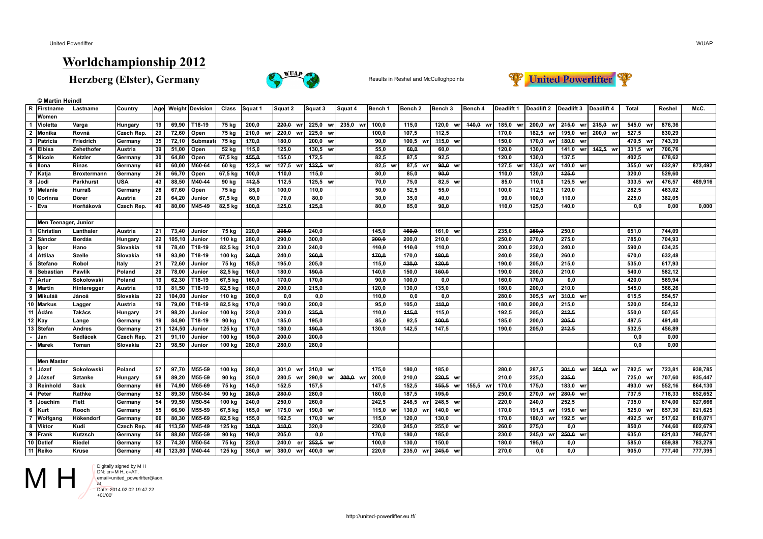# Worldchampionship 2012

## Herzberg (Elster), Germany

Results in Reshel and McCulloghpoints

United Powerlifter

© Martin Heindl

| R | Firstname | Lastname | Country | Age | Weight | Devision | Class | Squat 1 | Squat 2 | Squat 3 | Squat 4 | Bench 1 | Bench 2 | Bench 3 | Bench 4 | Deadlift 1 | Deadlift 2 | Deadlift 3 | Deadlift 4 | Total | Reshel | McC. |
|---|---|---|---|---|---|---|---|---|---|---|---|---|---|---|---|---|---|---|---|---|---|---|
| | Women | | | | | | | | | | | | | | | | | | | | | |
| 1 | Violetta | Varga | Hungary | 19 | 69,90 | T18-19 | 75 kg | 200,0 | ~~220,0~~ wr | 225,0 wr | 235,0 wr | 100,0 | 115,0 | 120,0 wr | ~~140,0~~ wr | 185,0 wr | 200,0 wr | ~~215,0~~ wr | ~~215,0~~ wr | 545,0 wr | 876,36 | |
| 2 | Monika | Rovná | Czech Rep. | 29 | 72,60 | Open | 75 kg | 210,0 wr | ~~220,0~~ wr | 225,0 wr | | 100,0 | 107,5 | ~~112,5~~ | | 170,0 | 182,5 wr | 195,0 wr | ~~200,0~~ wr | 527,5 | 830,29 | |
| 3 | Patricia | Friedrich | Germany | 35 | 72,10 | Submaste | 75 kg | ~~170,0~~ | 180,0 | 200,0 wr | | 90,0 | 100,5 wr | ~~115,0~~ wr | | 150,0 | 170,0 wr | ~~180,0~~ wr | | 470,5 wr | 743,39 | |
| 4 | Elbisa | Zehethofer | Austria | 39 | 51,00 | Open | 52 kg | 115,0 | 125,0 | 130,5 wr | | 55,0 | ~~60,0~~ | 60,0 | | 120,0 | 130,0 | 141,0 wr | ~~142,5~~ wr | 331,5 wr | 706,76 | |
| 5 | Nicole | Ketzler | Germany | 30 | 64,80 | Open | 67,5 kg | ~~155,0~~ | 155,0 | 172,5 | | 82,5 | 87,5 | 92,5 | | 120,0 | 130,0 | 137,5 | | 402,5 | 678,62 | |
| 6 | Ilona | Rinas | Germany | 60 | 60,00 | M60-64 | 60 kg | 122,5 wr | 127,5 wr | ~~132,5~~ wr | | 82,5 wr | 87,5 wr | ~~90,0~~ wr | | 127,5 wr | 135,0 wr | 140,0 wr | | 355,0 wr | 632,97 | 873,492 |
| 7 | Katja | Broxtermann | Germany | 26 | 66,70 | Open | 67,5 kg | 100,0 | 110,0 | 115,0 | | 80,0 | 85,0 | ~~90,0~~ | | 110,0 | 120,0 | ~~125,0~~ | | 320,0 | 529,60 | |
| 8 | Jodi | Parkhurst | USA | 43 | 88,50 | M40-44 | 90 kg | ~~112,5~~ | 112,5 | 125,5 wr | | 70,0 | 75,0 | 82,5 wr | | 85,0 | 110,0 | 125,5 wr | | 333,5 wr | 476,57 | 489,916 |
| 9 | Melanie | Hurraß | Germany | 28 | 67,60 | Open | 75 kg | 85,0 | 100,0 | 110,0 | | 50,0 | 52,5 | ~~55,0~~ | | 100,0 | 112,5 | 120,0 | | 282,5 | 463,02 | |
| 10 | Corinna | Dörer | Austria | 20 | 64,20 | Junior | 67,5 kg | 60,0 | 70,0 | 80,0 | | 30,0 | 35,0 | ~~40,0~~ | | 90,0 | 100,0 | 110,0 | | 225,0 | 382,05 | |
| - | Eva | Horňáková | Czech Rep. | 49 | 80,00 | M45-49 | 82,5 kg | ~~100,0~~ | ~~125,0~~ | ~~125,0~~ | | 80,0 | 85,0 | ~~90,0~~ | | 110,0 | 125,0 | 140,0 | | 0,0 | 0,00 | 0,000 |
| | | | | | | | | | | | | | | | | | | | | | | |
| | Men Teenager, Junior | | | | | | | | | | | | | | | | | | | | | |
| 1 | Christian | Lanthaler | Austria | 21 | 73,40 | Junior | 75 kg | 220,0 | ~~235,0~~ | 240,0 | | 145,0 | ~~160,0~~ | 161,0 wr | | 235,0 | ~~250,0~~ | 250,0 | | 651,0 | 744,09 | |
| 2 | Sándor | Bordás | Hungary | 22 | 105,10 | Junior | 110 kg | 280,0 | 290,0 | 300,0 | | ~~200,0~~ | 200,0 | 210,0 | | 250,0 | 270,0 | 275,0 | | 785,0 | 704,93 | |
| 3 | Igor | Hano | Slovakia | 18 | 78,40 | T18-19 | 82,5 kg | 210,0 | 230,0 | 240,0 | | ~~110,0~~ | ~~110,0~~ | 110,0 | | 200,0 | 220,0 | 240,0 | | 590,0 | 634,25 | |
| 4 | Attilaa | Szelle | Slovakia | 18 | 93,90 | T18-19 | 100 kg | ~~240,0~~ | 240,0 | ~~260,0~~ | | ~~170,0~~ | 170,0 | ~~180,0~~ | | 240,0 | 250,0 | 260,0 | | 670,0 | 632,48 | |
| 5 | Stefano | Robol | Italy | 21 | 72,60 | Junior | 75 kg | 185,0 | 195,0 | 205,0 | | 115,0 | ~~120,0~~ | ~~120,0~~ | | 190,0 | 205,0 | 215,0 | | 535,0 | 617,93 | |
| 6 | Sebastian | Pawlik | Poland | 20 | 78,00 | Junior | 82,5 kg | 160,0 | 180,0 | ~~190,0~~ | | 140,0 | 150,0 | ~~160,0~~ | | 190,0 | 200,0 | 210,0 | | 540,0 | 582,12 | |
| 7 | Artur | Sokołowski | Poland | 19 | 62,30 | T18-19 | 67,5 kg | 160,0 | ~~170,0~~ | ~~170,0~~ | | 90,0 | 100,0 | 0,0 | | 160,0 | ~~170,0~~ | 0,0 | | 420,0 | 569,94 | |
| 8 | Martin | Hinteregger | Austria | 19 | 81,50 | T18-19 | 82,5 kg | 180,0 | 200,0 | ~~215,0~~ | | 120,0 | 130,0 | 135,0 | | 180,0 | 200,0 | 210,0 | | 545,0 | 566,26 | |
| 9 | Mikuláš | Jánoš | Slovakia | 22 | 104,00 | Junior | 110 kg | 200,0 | 0,0 | 0,0 | | 110,0 | 0,0 | 0,0 | | 280,0 | 305,5 wr | ~~310,0~~ wr | | 615,5 | 554,57 | |
| 10 | Markus | Lagger | Austria | 19 | 79,00 | T18-19 | 82,5 kg | 170,0 | 190,0 | 200,0 | | 95,0 | 105,0 | ~~110,0~~ | | 180,0 | 200,0 | 215,0 | | 520,0 | 554,32 | |
| 11 | Ádám | Takács | Hungary | 21 | 98,20 | Junior | 100 kg | 220,0 | 230,0 | ~~235,0~~ | | 110,0 | ~~115,0~~ | 115,0 | | 192,5 | 205,0 | ~~212,5~~ | | 550,0 | 507,65 | |
| 12 | Kay | Lange | Germany | 19 | 84,90 | T18-19 | 90 kg | 170,0 | 185,0 | 195,0 | | 85,0 | 92,5 | ~~100,0~~ | | 185,0 | 200,0 | ~~205,0~~ | | 487,5 | 491,40 | |
| 13 | Stefan | Andres | Germany | 21 | 124,50 | Junior | 125 kg | 170,0 | 180,0 | ~~190,0~~ | | 130,0 | 142,5 | 147,5 | | 190,0 | 205,0 | ~~212,5~~ | | 532,5 | 456,89 | |
| - | Jan | Sedlácek | Czech Rep. | 21 | 91,10 | Junior | 100 kg | ~~190,0~~ | ~~200,0~~ | ~~200,0~~ | | | | | | | | | | 0,0 | 0,00 | |
| - | Marek | Toman | Slovakia | 23 | 98,50 | Junior | 100 kg | ~~280,0~~ | ~~280,0~~ | ~~280,0~~ | | | | | | | | | | 0,0 | 0,00 | |
| | | | | | | | | | | | | | | | | | | | | | | |
| | Men Master | | | | | | | | | | | | | | | | | | | | | |
| 1 | Józef | Sokołowski | Poland | 57 | 97,70 | M55-59 | 100 kg | 280,0 | 301,0 wr | 310,0 wr | | 175,0 | 180,0 | 185,0 | | 280,0 | 287,5 | ~~301,0~~ wr | ~~301,0~~ wr | 782,5 wr | 723,81 | 938,785 |
| 2 | József | Sztanke | Hungary | 58 | 89,20 | M55-59 | 90 kg | 250,0 | 280,5 wr | 290,0 wr | ~~300,0~~ wr | 200,0 | 210,0 | 220,5 wr | | 210,0 | 225,0 | ~~235,0~~ | | 725,0 wr | 707,60 | 935,447 |
| 3 | Reinhold | Sack | Germany | 66 | 74,90 | M65-69 | 75 kg | 145,0 | 152,5 | 157,5 | | 147,5 | 152,5 | 155,5 wr | 155,5 wr | 170,0 | 175,0 | 183,0 wr | | 493,0 wr | 552,16 | 864,130 |
| 4 | Peter | Rathke | Germany | 52 | 89,30 | M50-54 | 90 kg | ~~280,0~~ | ~~280,0~~ | 280,0 | | 180,0 | 187,5 | ~~195,0~~ | | 250,0 | 270,0 wr | ~~280,0~~ wr | | 737,5 | 718,33 | 852,652 |
| 5 | Joachim | Flett | Germany | 54 | 99,50 | M50-54 | 100 kg | 240,0 | ~~250,0~~ | ~~260,0~~ | | 242,5 | ~~248,5~~ wr | ~~248,5~~ wr | | 220,0 | 240,0 | 252,5 | | 735,0 | 674,00 | 827,666 |
| 6 | Kurt | Rooch | Germany | 55 | 66,90 | M55-59 | 67,5 kg | 165,0 wr | 175,0 wr | 190,0 wr | | 115,0 wr | 130,0 wr | 140,0 wr | | 170,0 | 191,5 wr | 195,0 wr | | 525,0 wr | 657,30 | 821,625 |
| 7 | Wolfgang | Hökendorf | Germany | 66 | 80,30 | M65-69 | 82,5 kg | 155,0 | 162,5 | 170,0 wr | | 115,0 | 120,0 | 130,0 | | 170,0 | 180,0 wr | 192,5 wr | | 492,5 wr | 517,62 | 810,071 |
| 8 | Viktor | Kudi | Czech Rep. | 46 | 113,50 | M45-49 | 125 kg | ~~310,0~~ | ~~310,0~~ | 320,0 | | 230,0 | 245,0 | 255,0 wr | | 260,0 | 275,0 | 0,0 | | 850,0 | 744,60 | 802,679 |
| 9 | Frank | Kutzsch | Germany | 56 | 88,80 | M55-59 | 90 kg | 190,0 | 205,0 | 0,0 | | 170,0 | 180,0 | 185,0 | | 230,0 | 245,0 wr | ~~250,0~~ wr | | 635,0 | 621,03 | 790,571 |
| 10 | Detlef | Riedel | Germany | 52 | 74,30 | M50-54 | 75 kg | 220,0 | 240,0 er | ~~252,5~~ wr | | 100,0 | 130,0 | 150,0 | | 180,0 | 195,0 | 0,0 | | 585,0 | 659,88 | 783,278 |
| 11 | Reiko | Kruse | Germany | 40 | 123,80 | M40-44 | 125 kg | 350,0 wr | 380,0 wr | 400,0 wr | | 220,0 | 235,0 wr | 245,0 wr | | 270,0 | 0,0 | 0,0 | | 905,0 | 777,40 | 777,395 |

M H

Digitally signed by M H
DN: cn=M H, c=AT, email=united_powerlifter@aon.at
Date: 2014.02.02 19:47:22 +01'00'

http://united-powerlifter.eu.tf/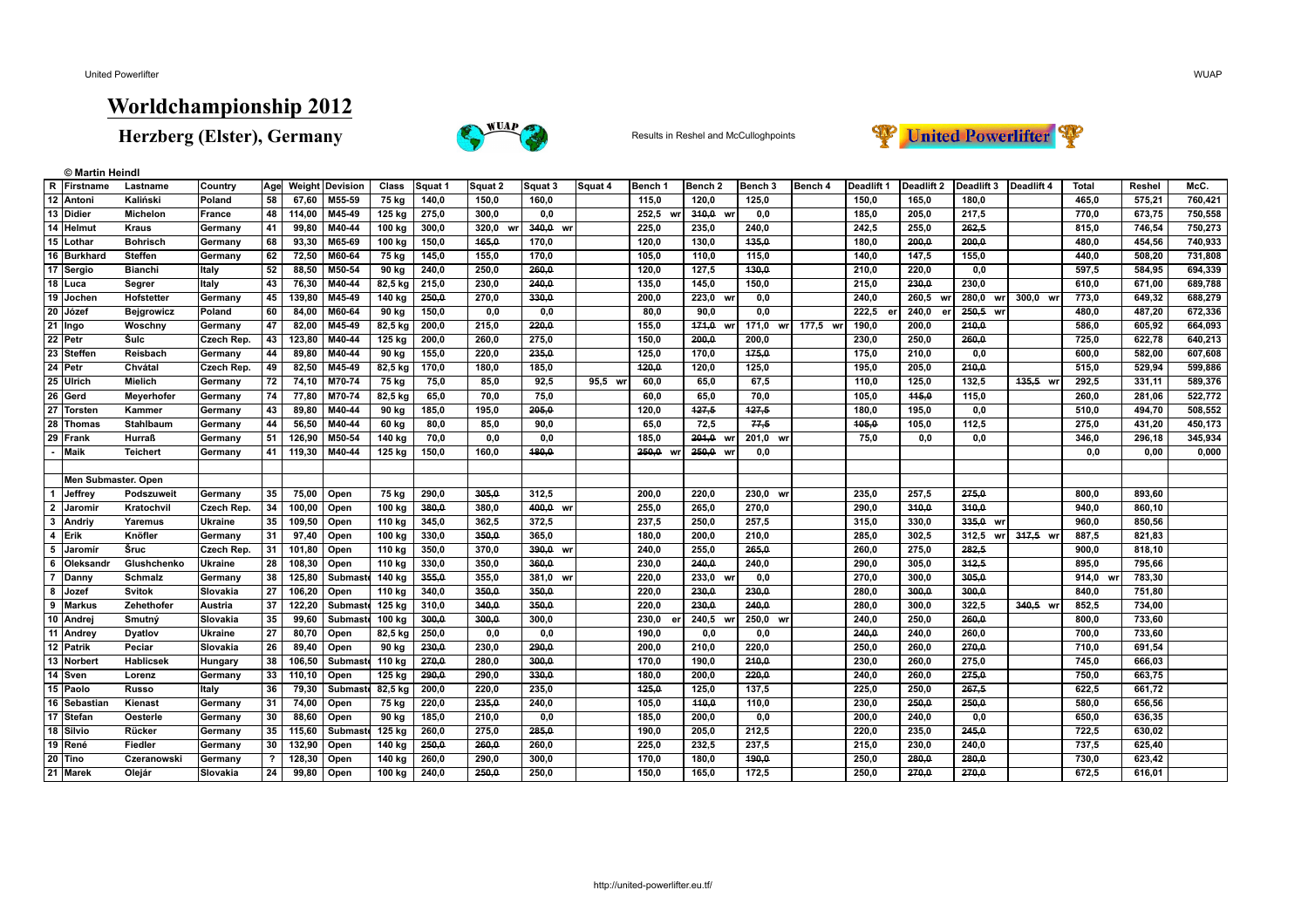# Worldchampionship 2012

## Herzberg (Elster), Germany

Results in Reshel and McCulloghpoints

© Martin Heindl

| R | Firstname | Lastname | Country | Age | Weight | Devision | Class | Squat 1 | Squat 2 | Squat 3 | Squat 4 | Bench 1 | Bench 2 | Bench 3 | Bench 4 | Deadlift 1 | Deadlift 2 | Deadlift 3 | Deadlift 4 | Total | Reshel | McC. |
|---|---|---|---|---|---|---|---|---|---|---|---|---|---|---|---|---|---|---|---|---|---|---|
| 12 | Antoni | Kaliński | Poland | 58 | 67,60 | M55-59 | 75 kg | 140,0 | 150,0 | 160,0 | | 115,0 | 120,0 | 125,0 | | 150,0 | 165,0 | 180,0 | | 465,0 | 575,21 | 760,421 |
| 13 | Didier | Michelon | France | 48 | 114,00 | M45-49 | 125 kg | 275,0 | 300,0 | 0,0 | | 252,5 wr | ~~310,0~~ wr | 0,0 | | 185,0 | 205,0 | 217,5 | | 770,0 | 673,75 | 750,558 |
| 14 | Helmut | Kraus | Germany | 41 | 99,80 | M40-44 | 100 kg | 300,0 | 320,0 wr | ~~340,0~~ wr | | 225,0 | 235,0 | 240,0 | | 242,5 | 255,0 | ~~262,5~~ | | 815,0 | 746,54 | 750,273 |
| 15 | Lothar | Bohrisch | Germany | 68 | 93,30 | M65-69 | 100 kg | 150,0 | ~~165,0~~ | 170,0 | | 120,0 | 130,0 | ~~135,0~~ | | 180,0 | ~~200,0~~ | ~~200,0~~ | | 480,0 | 454,56 | 740,933 |
| 16 | Burkhard | Steffen | Germany | 62 | 72,50 | M60-64 | 75 kg | 145,0 | 155,0 | 170,0 | | 105,0 | 110,0 | 115,0 | | 140,0 | 147,5 | 155,0 | | 440,0 | 508,20 | 731,808 |
| 17 | Sergio | Bianchi | Italy | 52 | 88,50 | M50-54 | 90 kg | 240,0 | 250,0 | ~~260,0~~ | | 120,0 | 127,5 | ~~130,0~~ | | 210,0 | 220,0 | 0,0 | | 597,5 | 584,95 | 694,339 |
| 18 | Luca | Segrer | Italy | 43 | 76,30 | M40-44 | 82,5 kg | 215,0 | 230,0 | ~~240,0~~ | | 135,0 | 145,0 | 150,0 | | 215,0 | ~~230,0~~ | 230,0 | | 610,0 | 671,00 | 689,788 |
| 19 | Jochen | Hofstetter | Germany | 45 | 139,80 | M45-49 | 140 kg | ~~250,0~~ | 270,0 | ~~330,0~~ | | 200,0 | 223,0 wr | 0,0 | | 240,0 | 260,5 wr | 280,0 wr | 300,0 wr | 773,0 | 649,32 | 688,279 |
| 20 | Józef | Bejgrowicz | Poland | 60 | 84,00 | M60-64 | 90 kg | 150,0 | 0,0 | 0,0 | | 80,0 | 90,0 | 0,0 | | 222,5 er | 240,0 er | ~~250,5~~ wr | | 480,0 | 487,20 | 672,336 |
| 21 | Ingo | Woschny | Germany | 47 | 82,00 | M45-49 | 82,5 kg | 200,0 | 215,0 | ~~220,0~~ | | 155,0 | ~~171,0~~ wr | 171,0 wr | 177,5 wr | 190,0 | 200,0 | ~~210,0~~ | | 586,0 | 605,92 | 664,093 |
| 22 | Petr | Šulc | Czech Rep. | 43 | 123,80 | M40-44 | 125 kg | 200,0 | 260,0 | 275,0 | | 150,0 | ~~200,0~~ | 200,0 | | 230,0 | 250,0 | ~~260,0~~ | | 725,0 | 622,78 | 640,213 |
| 23 | Steffen | Reisbach | Germany | 44 | 89,80 | M40-44 | 90 kg | 155,0 | 220,0 | ~~235,0~~ | | 125,0 | 170,0 | ~~175,0~~ | | 175,0 | 210,0 | 0,0 | | 600,0 | 582,00 | 607,608 |
| 24 | Petr | Chvátal | Czech Rep. | 49 | 82,50 | M45-49 | 82,5 kg | 170,0 | 180,0 | 185,0 | | ~~120,0~~ | 120,0 | 125,0 | | 195,0 | 205,0 | ~~210,0~~ | | 515,0 | 529,94 | 599,886 |
| 25 | Ulrich | Mielich | Germany | 72 | 74,10 | M70-74 | 75 kg | 75,0 | 85,0 | 92,5 | 95,5 wr | 60,0 | 65,0 | 67,5 | | 110,0 | 125,0 | 132,5 | ~~135,5~~ wr | 292,5 | 331,11 | 589,376 |
| 26 | Gerd | Meyerhofer | Germany | 74 | 77,80 | M70-74 | 82,5 kg | 65,0 | 70,0 | 75,0 | | 60,0 | 65,0 | 70,0 | | 105,0 | ~~115,0~~ | 115,0 | | 260,0 | 281,06 | 522,772 |
| 27 | Torsten | Kammer | Germany | 43 | 89,80 | M40-44 | 90 kg | 185,0 | 195,0 | ~~205,0~~ | | 120,0 | ~~127,5~~ | ~~127,5~~ | | 180,0 | 195,0 | 0,0 | | 510,0 | 494,70 | 508,552 |
| 28 | Thomas | Stahlbaum | Germany | 44 | 56,50 | M40-44 | 60 kg | 80,0 | 85,0 | 90,0 | | 65,0 | 72,5 | ~~77,5~~ | | ~~105,0~~ | 105,0 | 112,5 | | 275,0 | 431,20 | 450,173 |
| 29 | Frank | Hurraß | Germany | 51 | 126,90 | M50-54 | 140 kg | 70,0 | 0,0 | 0,0 | | 185,0 | ~~201,0~~ wr | 201,0 wr | | 75,0 | 0,0 | 0,0 | | 346,0 | 296,18 | 345,934 |
| - | Maik | Teichert | Germany | 41 | 119,30 | M40-44 | 125 kg | 150,0 | 160,0 | ~~180,0~~ | | ~~250,0~~ wr | ~~250,0~~ wr | 0,0 | | | | | | 0,0 | 0,00 | 0,000 |
| | | | | | | | | | | | | | | | | | | | | | | |
| | **Men Submaster. Open** | | | | | | | | | | | | | | | | | | | | | |
| 1 | Jeffrey | Podszuweit | Germany | 35 | 75,00 | Open | 75 kg | 290,0 | ~~305,0~~ | 312,5 | | 200,0 | 220,0 | 230,0 wr | | 235,0 | 257,5 | ~~275,0~~ | | 800,0 | 893,60 | |
| 2 | Jaromír | Kratochvil | Czech Rep. | 34 | 100,00 | Open | 100 kg | ~~380,0~~ | 380,0 | ~~400,0~~ wr | | 255,0 | 265,0 | 270,0 | | 290,0 | ~~310,0~~ | ~~310,0~~ | | 940,0 | 860,10 | |
| 3 | Andriy | Yaremus | Ukraine | 35 | 109,50 | Open | 110 kg | 345,0 | 362,5 | 372,5 | | 237,5 | 250,0 | 257,5 | | 315,0 | 330,0 | ~~335,0~~ wr | | 960,0 | 850,56 | |
| 4 | Erik | Knöfler | Germany | 31 | 97,40 | Open | 100 kg | 330,0 | ~~350,0~~ | 365,0 | | 180,0 | 200,0 | 210,0 | | 285,0 | 302,5 | 312,5 wr | ~~317,5~~ wr | 887,5 | 821,83 | |
| 5 | Jaromír | Šruc | Czech Rep. | 31 | 101,80 | Open | 110 kg | 350,0 | 370,0 | ~~390,0~~ wr | | 240,0 | 255,0 | ~~265,0~~ | | 260,0 | 275,0 | ~~282,5~~ | | 900,0 | 818,10 | |
| 6 | Oleksandr | Glushchenko | Ukraine | 28 | 108,30 | Open | 110 kg | 330,0 | 350,0 | ~~360,0~~ | | 230,0 | ~~240,0~~ | 240,0 | | 290,0 | 305,0 | ~~312,5~~ | | 895,0 | 795,66 | |
| 7 | Danny | Schmalz | Germany | 38 | 125,80 | Submaster | 140 kg | ~~355,0~~ | 355,0 | 381,0 wr | | 220,0 | 233,0 wr | 0,0 | | 270,0 | 300,0 | ~~305,0~~ | | 914,0 wr | 783,30 | |
| 8 | Jozef | Svitok | Slovakia | 27 | 106,20 | Open | 110 kg | 340,0 | ~~350,0~~ | ~~350,0~~ | | 220,0 | ~~230,0~~ | ~~230,0~~ | | 280,0 | ~~300,0~~ | ~~300,0~~ | | 840,0 | 751,80 | |
| 9 | Markus | Zehethofer | Austria | 37 | 122,20 | Submaster | 125 kg | 310,0 | ~~340,0~~ | ~~350,0~~ | | 220,0 | ~~230,0~~ | ~~240,0~~ | | 280,0 | 300,0 | 322,5 | ~~340,5~~ wr | 852,5 | 734,00 | |
| 10 | Andrej | Smutný | Slovakia | 35 | 99,60 | Submaster | 100 kg | ~~300,0~~ | ~~300,0~~ | 300,0 | | 230,0 er | 240,5 wr | 250,0 wr | | 240,0 | 250,0 | ~~260,0~~ | | 800,0 | 733,60 | |
| 11 | Andrey | Dyatlov | Ukraine | 27 | 80,70 | Open | 82,5 kg | 250,0 | 0,0 | 0,0 | | 190,0 | 0,0 | 0,0 | | ~~240,0~~ | 240,0 | 260,0 | | 700,0 | 733,60 | |
| 12 | Patrik | Peciar | Slovakia | 26 | 89,40 | Open | 90 kg | ~~230,0~~ | 230,0 | ~~290,0~~ | | 200,0 | 210,0 | 220,0 | | 250,0 | 260,0 | ~~270,0~~ | | 710,0 | 691,54 | |
| 13 | Norbert | Hablicsek | Hungary | 38 | 106,50 | Submaster | 110 kg | ~~270,0~~ | 280,0 | ~~300,0~~ | | 170,0 | 190,0 | ~~210,0~~ | | 230,0 | 260,0 | 275,0 | | 745,0 | 666,03 | |
| 14 | Sven | Lorenz | Germany | 33 | 110,10 | Open | 125 kg | ~~290,0~~ | 290,0 | ~~330,0~~ | | 180,0 | 200,0 | ~~220,0~~ | | 240,0 | 260,0 | ~~275,0~~ | | 750,0 | 663,75 | |
| 15 | Paolo | Russo | Italy | 36 | 79,30 | Submaster | 82,5 kg | 200,0 | 220,0 | 235,0 | | ~~125,0~~ | 125,0 | 137,5 | | 225,0 | 250,0 | ~~267,5~~ | | 622,5 | 661,72 | |
| 16 | Sebastian | Kienast | Germany | 31 | 74,00 | Open | 75 kg | 220,0 | ~~235,0~~ | 240,0 | | 105,0 | ~~110,0~~ | 110,0 | | 230,0 | ~~250,0~~ | ~~250,0~~ | | 580,0 | 656,56 | |
| 17 | Stefan | Oesterle | Germany | 30 | 88,60 | Open | 90 kg | 185,0 | 210,0 | 0,0 | | 185,0 | 200,0 | 0,0 | | 200,0 | 240,0 | 0,0 | | 650,0 | 636,35 | |
| 18 | Silvio | Rücker | Germany | 35 | 115,60 | Submaster | 125 kg | 260,0 | 275,0 | ~~285,0~~ | | 190,0 | 205,0 | 212,5 | | 220,0 | 235,0 | ~~245,0~~ | | 722,5 | 630,02 | |
| 19 | René | Fiedler | Germany | 30 | 132,90 | Open | 140 kg | ~~250,0~~ | ~~260,0~~ | 260,0 | | 225,0 | 232,5 | 237,5 | | 215,0 | 230,0 | 240,0 | | 737,5 | 625,40 | |
| 20 | Tino | Czeranowski | Germany | ? | 128,30 | Open | 140 kg | 260,0 | 290,0 | 300,0 | | 170,0 | 180,0 | ~~190,0~~ | | 250,0 | ~~280,0~~ | ~~280,0~~ | | 730,0 | 623,42 | |
| 21 | Marek | Olejár | Slovakia | 24 | 99,80 | Open | 100 kg | 240,0 | ~~250,0~~ | 250,0 | | 150,0 | 165,0 | 172,5 | | 250,0 | ~~270,0~~ | ~~270,0~~ | | 672,5 | 616,01 | |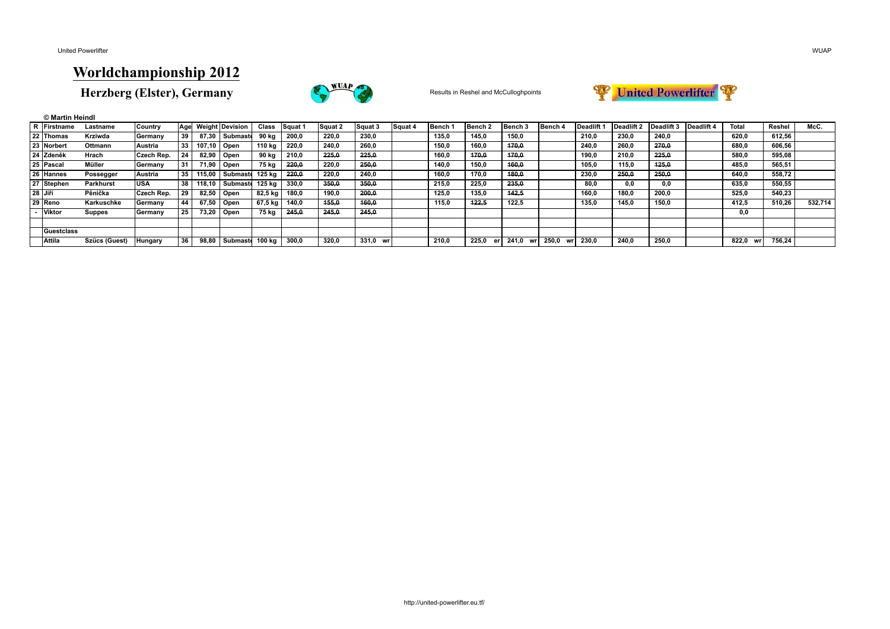# Worldchampionship 2012

## Herzberg (Elster), Germany

Results in Reshel and McCulloghpoints

© Martin Heindl

| R | Firstname | Lastname | Country | Age | Weight | Devision | Class | Squat 1 | Squat 2 | Squat 3 | Squat 4 | Bench 1 | Bench 2 | Bench 3 | Bench 4 | Deadlift 1 | Deadlift 2 | Deadlift 3 | Deadlift 4 | Total | Reshel | McC. |
|---|---|---|---|---|---|---|---|---|---|---|---|---|---|---|---|---|---|---|---|---|---|---|
| 22 | Thomas | Krziwda | Germany | 39 | 87,30 | Submaste | 90 kg | 200,0 | 220,0 | 230,0 | | 135,0 | 145,0 | 150,0 | | 210,0 | 230,0 | 240,0 | | 620,0 | 612,56 | |
| 23 | Norbert | Ottmann | Austria | 33 | 107,10 | Open | 110 kg | 220,0 | 240,0 | 260,0 | | 150,0 | 160,0 | ~~170,0~~ | | 240,0 | 260,0 | ~~270,0~~ | | 680,0 | 606,56 | |
| 24 | Zdeněk | Hrach | Czech Rep. | 24 | 82,90 | Open | 90 kg | 210,0 | ~~225,0~~ | ~~225,0~~ | | 160,0 | ~~170,0~~ | ~~170,0~~ | | 190,0 | 210,0 | ~~225,0~~ | | 580,0 | 595,08 | |
| 25 | Pascal | Müller | Germany | 31 | 71,90 | Open | 75 kg | ~~220,0~~ | 220,0 | ~~250,0~~ | | 140,0 | 150,0 | ~~160,0~~ | | 105,0 | 115,0 | ~~125,0~~ | | 485,0 | 565,51 | |
| 26 | Hannes | Possegger | Austria | 35 | 115,00 | Submaste | 125 kg | ~~220,0~~ | 220,0 | 240,0 | | 160,0 | 170,0 | ~~180,0~~ | | 230,0 | ~~250,0~~ | ~~250,0~~ | | 640,0 | 558,72 | |
| 27 | Stephen | Parkhurst | USA | 38 | 118,10 | Submaste | 125 kg | 330,0 | ~~350,0~~ | ~~350,0~~ | | 215,0 | 225,0 | ~~235,0~~ | | 80,0 | 0,0 | 0,0 | | 635,0 | 550,55 | |
| 28 | Jiří | Pěnička | Czech Rep. | 29 | 82,50 | Open | 82,5 kg | 180,0 | 190,0 | ~~200,0~~ | | 125,0 | 135,0 | ~~142,5~~ | | 160,0 | 180,0 | 200,0 | | 525,0 | 540,23 | |
| 29 | Reno | Karkuschke | Germany | 44 | 67,50 | Open | 67,5 kg | 140,0 | ~~155,0~~ | ~~160,0~~ | | 115,0 | ~~122,5~~ | 122,5 | | 135,0 | 145,0 | 150,0 | | 412,5 | 510,26 | 532,714 |
| - | Viktor | Suppes | Germany | 25 | 73,20 | Open | 75 kg | ~~245,0~~ | ~~245,0~~ | ~~245,0~~ | | | | | | | | | | 0,0 | | |
| | | | | | | | | | | | | | | | | | | | | | | |
| | Guestclass | | | | | | | | | | | | | | | | | | | | | |
| | Attila | Szücs (Guest) | Hungary | 36 | 98,80 | Submaste | 100 kg | 300,0 | 320,0 | 331,0 wr | | 210,0 | 225,0 er | 241,0 wr | 250,0 wr | 230,0 | 240,0 | 250,0 | | 822,0 wr | 756,24 | |

http://united-powerlifter.eu.tf/